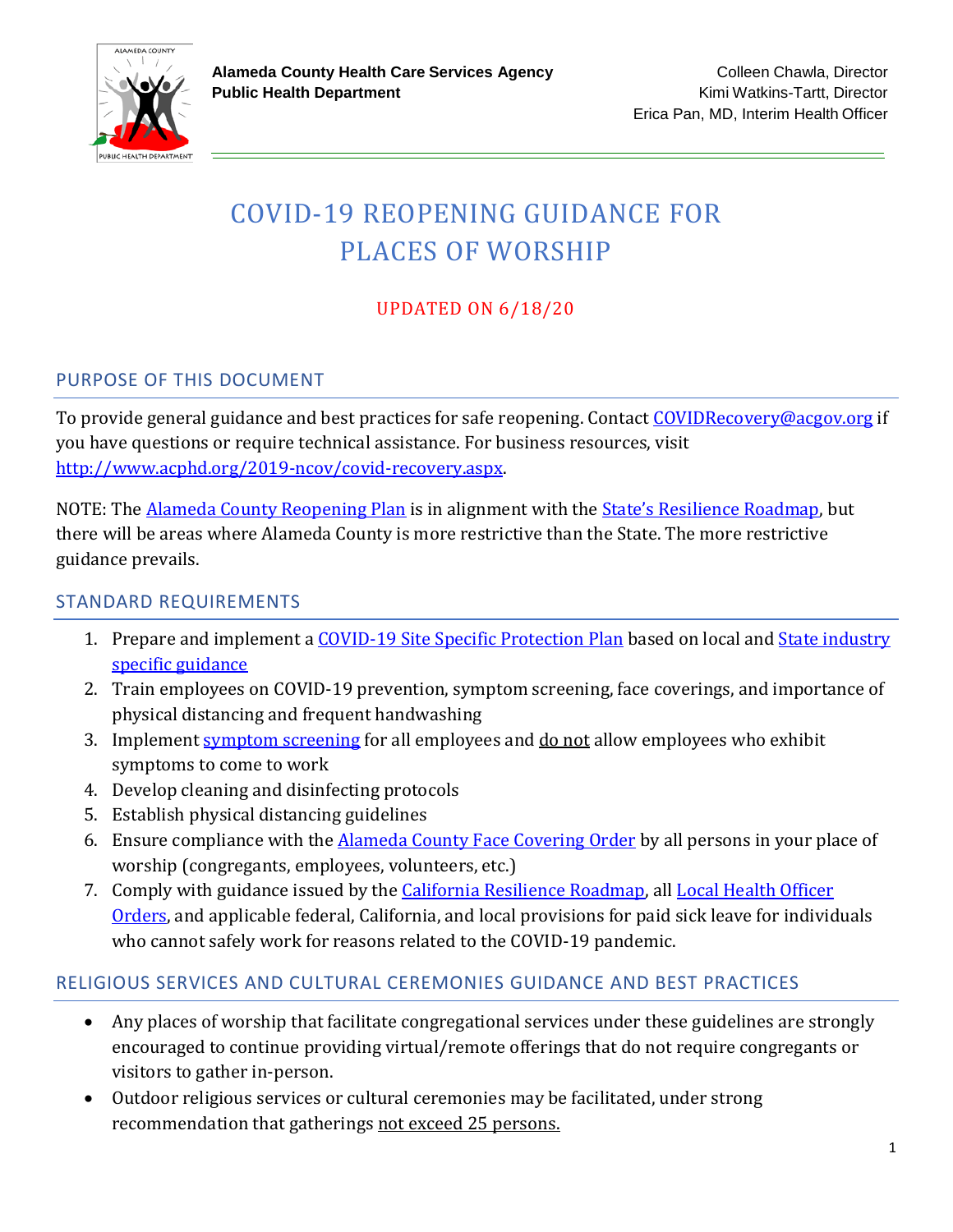**Alameda County Health Care Services Agency**
**Public Health Department**

Colleen Chawla, Director
Kimi Watkins-Tartt, Director
Erica Pan, MD, Interim Health Officer

# COVID-19 REOPENING GUIDANCE FOR PLACES OF WORSHIP

UPDATED ON 6/18/20

## PURPOSE OF THIS DOCUMENT

To provide general guidance and best practices for safe reopening. Contact [COVIDRecovery@acgov.org](mailto:COVIDRecovery@acgov.org) if you have questions or require technical assistance. For business resources, visit [http://www.acphd.org/2019-ncov/covid-recovery.aspx](http://www.acphd.org/2019-ncov/covid-recovery.aspx).

NOTE: The Alameda County Reopening Plan is in alignment with the State's Resilience Roadmap, but there will be areas where Alameda County is more restrictive than the State. The more restrictive guidance prevails.

## STANDARD REQUIREMENTS

1. Prepare and implement a COVID-19 Site Specific Protection Plan based on local and State industry specific guidance
2. Train employees on COVID-19 prevention, symptom screening, face coverings, and importance of physical distancing and frequent handwashing
3. Implement symptom screening for all employees and do not allow employees who exhibit symptoms to come to work
4. Develop cleaning and disinfecting protocols
5. Establish physical distancing guidelines
6. Ensure compliance with the Alameda County Face Covering Order by all persons in your place of worship (congregants, employees, volunteers, etc.)
7. Comply with guidance issued by the California Resilience Roadmap, all Local Health Officer Orders, and applicable federal, California, and local provisions for paid sick leave for individuals who cannot safely work for reasons related to the COVID-19 pandemic.

## RELIGIOUS SERVICES AND CULTURAL CEREMONIES GUIDANCE AND BEST PRACTICES

- Any places of worship that facilitate congregational services under these guidelines are strongly encouraged to continue providing virtual/remote offerings that do not require congregants or visitors to gather in-person.
- Outdoor religious services or cultural ceremonies may be facilitated, under strong recommendation that gatherings not exceed 25 persons.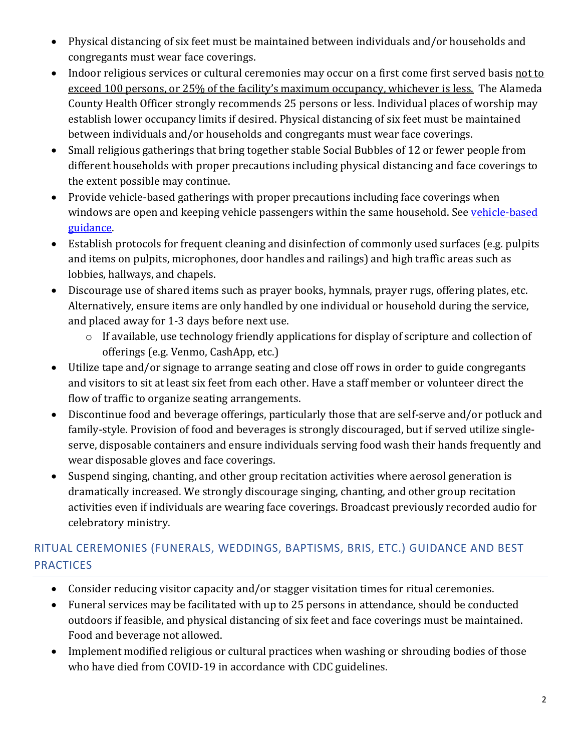- Physical distancing of six feet must be maintained between individuals and/or households and congregants must wear face coverings.
- Indoor religious services or cultural ceremonies may occur on a first come first served basis <u>not to exceed 100 persons, or 25% of the facility's maximum occupancy, whichever is less.</u> The Alameda County Health Officer strongly recommends 25 persons or less. Individual places of worship may establish lower occupancy limits if desired. Physical distancing of six feet must be maintained between individuals and/or households and congregants must wear face coverings.
- Small religious gatherings that bring together stable Social Bubbles of 12 or fewer people from different households with proper precautions including physical distancing and face coverings to the extent possible may continue.
- Provide vehicle-based gatherings with proper precautions including face coverings when windows are open and keeping vehicle passengers within the same household. See [vehicle-based guidance]().
- Establish protocols for frequent cleaning and disinfection of commonly used surfaces (e.g. pulpits and items on pulpits, microphones, door handles and railings) and high traffic areas such as lobbies, hallways, and chapels.
- Discourage use of shared items such as prayer books, hymnals, prayer rugs, offering plates, etc. Alternatively, ensure items are only handled by one individual or household during the service, and placed away for 1-3 days before next use.
  - If available, use technology friendly applications for display of scripture and collection of offerings (e.g. Venmo, CashApp, etc.)
- Utilize tape and/or signage to arrange seating and close off rows in order to guide congregants and visitors to sit at least six feet from each other. Have a staff member or volunteer direct the flow of traffic to organize seating arrangements.
- Discontinue food and beverage offerings, particularly those that are self-serve and/or potluck and family-style. Provision of food and beverages is strongly discouraged, but if served utilize single-serve, disposable containers and ensure individuals serving food wash their hands frequently and wear disposable gloves and face coverings.
- Suspend singing, chanting, and other group recitation activities where aerosol generation is dramatically increased. We strongly discourage singing, chanting, and other group recitation activities even if individuals are wearing face coverings. Broadcast previously recorded audio for celebratory ministry.

## RITUAL CEREMONIES (FUNERALS, WEDDINGS, BAPTISMS, BRIS, ETC.) GUIDANCE AND BEST PRACTICES

- Consider reducing visitor capacity and/or stagger visitation times for ritual ceremonies.
- Funeral services may be facilitated with up to 25 persons in attendance, should be conducted outdoors if feasible, and physical distancing of six feet and face coverings must be maintained. Food and beverage not allowed.
- Implement modified religious or cultural practices when washing or shrouding bodies of those who have died from COVID-19 in accordance with CDC guidelines.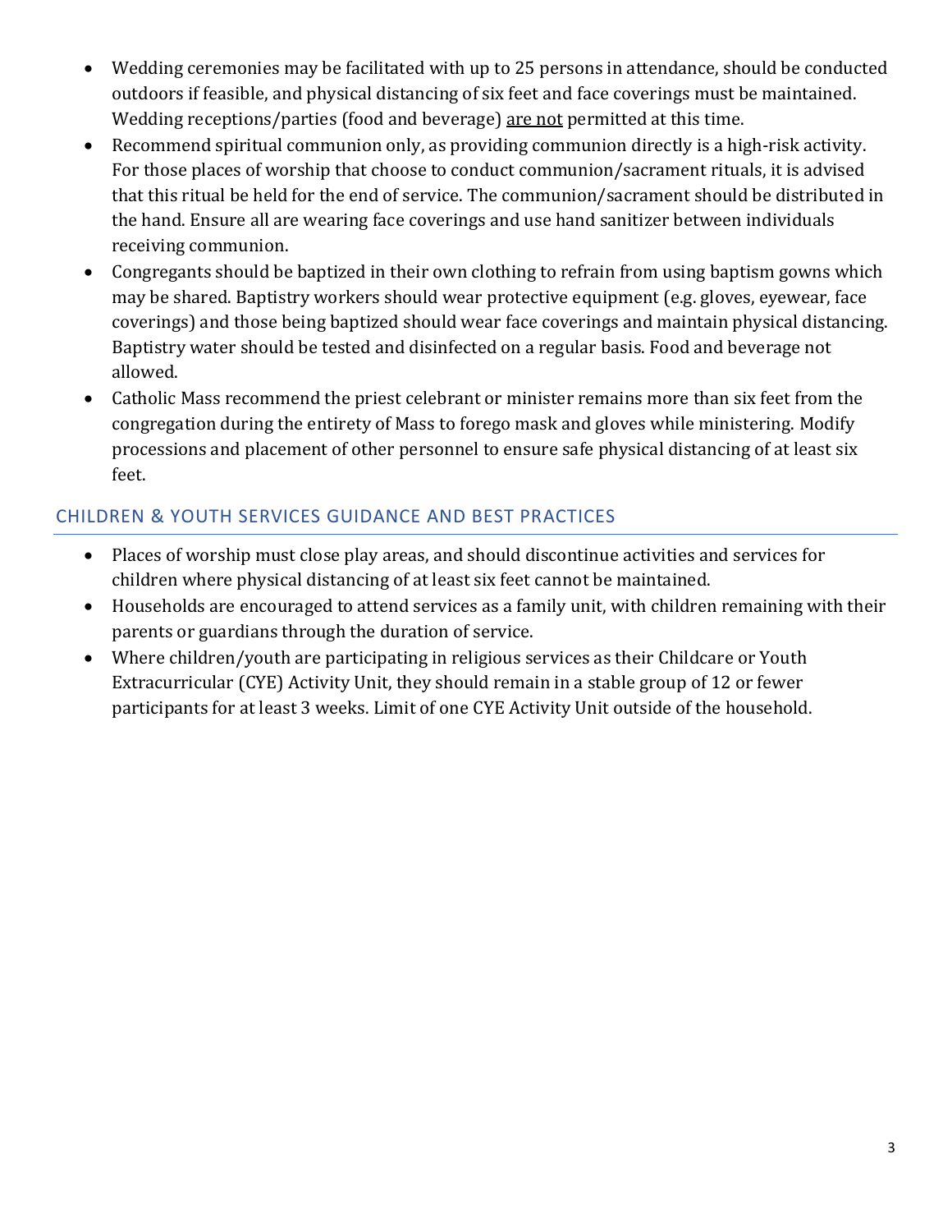- Wedding ceremonies may be facilitated with up to 25 persons in attendance, should be conducted outdoors if feasible, and physical distancing of six feet and face coverings must be maintained. Wedding receptions/parties (food and beverage) <u>are not</u> permitted at this time.
- Recommend spiritual communion only, as providing communion directly is a high-risk activity. For those places of worship that choose to conduct communion/sacrament rituals, it is advised that this ritual be held for the end of service. The communion/sacrament should be distributed in the hand. Ensure all are wearing face coverings and use hand sanitizer between individuals receiving communion.
- Congregants should be baptized in their own clothing to refrain from using baptism gowns which may be shared. Baptistry workers should wear protective equipment (e.g. gloves, eyewear, face coverings) and those being baptized should wear face coverings and maintain physical distancing. Baptistry water should be tested and disinfected on a regular basis. Food and beverage not allowed.
- Catholic Mass recommend the priest celebrant or minister remains more than six feet from the congregation during the entirety of Mass to forego mask and gloves while ministering. Modify processions and placement of other personnel to ensure safe physical distancing of at least six feet.

## CHILDREN & YOUTH SERVICES GUIDANCE AND BEST PRACTICES

- Places of worship must close play areas, and should discontinue activities and services for children where physical distancing of at least six feet cannot be maintained.
- Households are encouraged to attend services as a family unit, with children remaining with their parents or guardians through the duration of service.
- Where children/youth are participating in religious services as their Childcare or Youth Extracurricular (CYE) Activity Unit, they should remain in a stable group of 12 or fewer participants for at least 3 weeks. Limit of one CYE Activity Unit outside of the household.